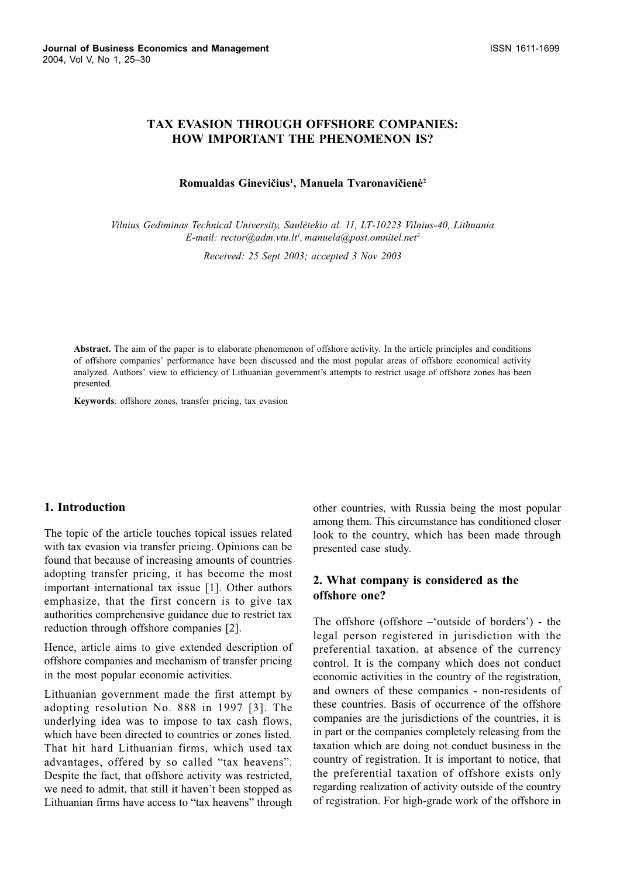# TAX EVASION THROUGH OFFSHORE COMPANIES: HOW IMPORTANT THE PHENOMENON IS?

**Romualdas Ginevičius[1], Manuela Tvaronavičienė[2]**

*Vilnius Gediminas Technical University, Saulėtekio al. 11, LT-10223 Vilnius-40, Lithuania*
*E-mail: rector@adm.vtu.lt[1], manuela@post.omnitel.net[2]*

*Received: 25 Sept 2003; accepted 3 Nov 2003*

**Abstract.** The aim of the paper is to elaborate phenomenon of offshore activity. In the article principles and conditions of offshore companies' performance have been discussed and the most popular areas of offshore economical activity analyzed. Authors' view to efficiency of Lithuanian government's attempts to restrict usage of offshore zones has been presented.

**Keywords**: offshore zones, transfer pricing, tax evasion

## 1. Introduction

The topic of the article touches topical issues related with tax evasion via transfer pricing. Opinions can be found that because of increasing amounts of countries adopting transfer pricing, it has become the most important international tax issue [1]. Other authors emphasize, that the first concern is to give tax authorities comprehensive guidance due to restrict tax reduction through offshore companies [2].

Hence, article aims to give extended description of offshore companies and mechanism of transfer pricing in the most popular economic activities.

Lithuanian government made the first attempt by adopting resolution No. 888 in 1997 [3]. The underlying idea was to impose to tax cash flows, which have been directed to countries or zones listed. That hit hard Lithuanian firms, which used tax advantages, offered by so called "tax heavens". Despite the fact, that offshore activity was restricted, we need to admit, that still it haven't been stopped as Lithuanian firms have access to "tax heavens" through other countries, with Russia being the most popular among them. This circumstance has conditioned closer look to the country, which has been made through presented case study.

## 2. What company is considered as the offshore one?

The offshore (offshore –'outside of borders') - the legal person registered in jurisdiction with the preferential taxation, at absence of the currency control. It is the company which does not conduct economic activities in the country of the registration, and owners of these companies - non-residents of these countries. Basis of occurrence of the offshore companies are the jurisdictions of the countries, it is in part or the companies completely releasing from the taxation which are doing not conduct business in the country of registration. It is important to notice, that the preferential taxation of offshore exists only regarding realization of activity outside of the country of registration. For high-grade work of the offshore in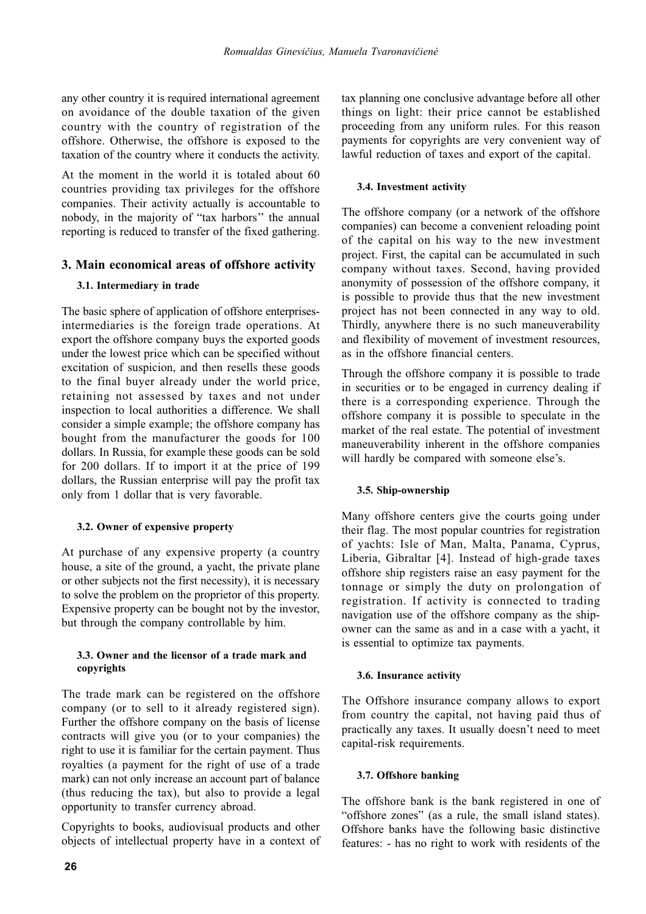any other country it is required international agreement on avoidance of the double taxation of the given country with the country of registration of the offshore. Otherwise, the offshore is exposed to the taxation of the country where it conducts the activity.

At the moment in the world it is totaled about 60 countries providing tax privileges for the offshore companies. Their activity actually is accountable to nobody, in the majority of "tax harbors" the annual reporting is reduced to transfer of the fixed gathering.

## 3. Main economical areas of offshore activity

### 3.1. Intermediary in trade

The basic sphere of application of offshore enterprises-intermediaries is the foreign trade operations. At export the offshore company buys the exported goods under the lowest price which can be specified without excitation of suspicion, and then resells these goods to the final buyer already under the world price, retaining not assessed by taxes and not under inspection to local authorities a difference. We shall consider a simple example; the offshore company has bought from the manufacturer the goods for 100 dollars. In Russia, for example these goods can be sold for 200 dollars. If to import it at the price of 199 dollars, the Russian enterprise will pay the profit tax only from 1 dollar that is very favorable.

### 3.2. Owner of expensive property

At purchase of any expensive property (a country house, a site of the ground, a yacht, the private plane or other subjects not the first necessity), it is necessary to solve the problem on the proprietor of this property. Expensive property can be bought not by the investor, but through the company controllable by him.

### 3.3. Owner and the licensor of a trade mark and copyrights

The trade mark can be registered on the offshore company (or to sell to it already registered sign). Further the offshore company on the basis of license contracts will give you (or to your companies) the right to use it is familiar for the certain payment. Thus royalties (a payment for the right of use of a trade mark) can not only increase an account part of balance (thus reducing the tax), but also to provide a legal opportunity to transfer currency abroad.

Copyrights to books, audiovisual products and other objects of intellectual property have in a context of tax planning one conclusive advantage before all other things on light: their price cannot be established proceeding from any uniform rules. For this reason payments for copyrights are very convenient way of lawful reduction of taxes and export of the capital.

### 3.4. Investment activity

The offshore company (or a network of the offshore companies) can become a convenient reloading point of the capital on his way to the new investment project. First, the capital can be accumulated in such company without taxes. Second, having provided anonymity of possession of the offshore company, it is possible to provide thus that the new investment project has not been connected in any way to old. Thirdly, anywhere there is no such maneuverability and flexibility of movement of investment resources, as in the offshore financial centers.

Through the offshore company it is possible to trade in securities or to be engaged in currency dealing if there is a corresponding experience. Through the offshore company it is possible to speculate in the market of the real estate. The potential of investment maneuverability inherent in the offshore companies will hardly be compared with someone else's.

### 3.5. Ship-ownership

Many offshore centers give the courts going under their flag. The most popular countries for registration of yachts: Isle of Man, Malta, Panama, Cyprus, Liberia, Gibraltar [4]. Instead of high-grade taxes offshore ship registers raise an easy payment for the tonnage or simply the duty on prolongation of registration. If activity is connected to trading navigation use of the offshore company as the ship-owner can the same as and in a case with a yacht, it is essential to optimize tax payments.

### 3.6. Insurance activity

The Offshore insurance company allows to export from country the capital, not having paid thus of practically any taxes. It usually doesn't need to meet capital-risk requirements.

### 3.7. Offshore banking

The offshore bank is the bank registered in one of "offshore zones" (as a rule, the small island states). Offshore banks have the following basic distinctive features: - has no right to work with residents of the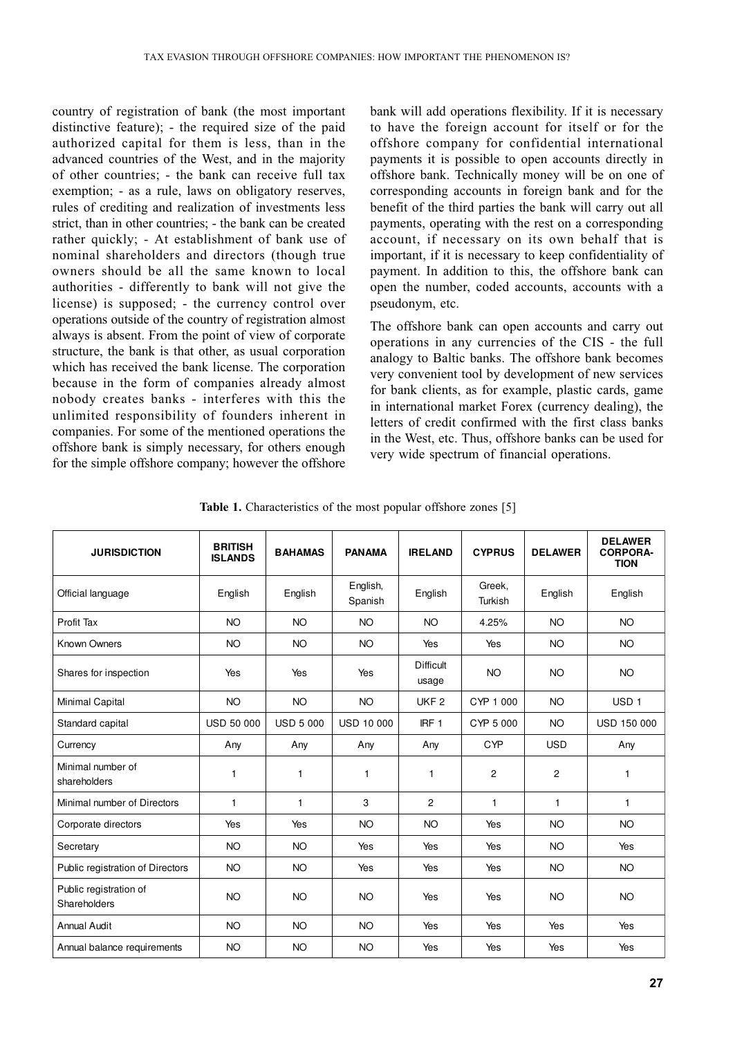country of registration of bank (the most important distinctive feature); - the required size of the paid authorized capital for them is less, than in the advanced countries of the West, and in the majority of other countries; - the bank can receive full tax exemption; - as a rule, laws on obligatory reserves, rules of crediting and realization of investments less strict, than in other countries; - the bank can be created rather quickly; - At establishment of bank use of nominal shareholders and directors (though true owners should be all the same known to local authorities - differently to bank will not give the license) is supposed; - the currency control over operations outside of the country of registration almost always is absent. From the point of view of corporate structure, the bank is that other, as usual corporation which has received the bank license. The corporation because in the form of companies already almost nobody creates banks - interferes with this the unlimited responsibility of founders inherent in companies. For some of the mentioned operations the offshore bank is simply necessary, for others enough for the simple offshore company; however the offshore bank will add operations flexibility. If it is necessary to have the foreign account for itself or for the offshore company for confidential international payments it is possible to open accounts directly in offshore bank. Technically money will be on one of corresponding accounts in foreign bank and for the benefit of the third parties the bank will carry out all payments, operating with the rest on a corresponding account, if necessary on its own behalf that is important, if it is necessary to keep confidentiality of payment. In addition to this, the offshore bank can open the number, coded accounts, accounts with a pseudonym, etc.

The offshore bank can open accounts and carry out operations in any currencies of the CIS - the full analogy to Baltic banks. The offshore bank becomes very convenient tool by development of new services for bank clients, as for example, plastic cards, game in international market Forex (currency dealing), the letters of credit confirmed with the first class banks in the West, etc. Thus, offshore banks can be used for very wide spectrum of financial operations.

**Table 1.** Characteristics of the most popular offshore zones [5]

| JURISDICTION | BRITISH ISLANDS | BAHAMAS | PANAMA | IRELAND | CYPRUS | DELAWER | DELAWER CORPORATION |
|---|---|---|---|---|---|---|---|
| Official language | English | English | English, Spanish | English | Greek, Turkish | English | English |
| Profit Tax | NO | NO | NO | NO | 4.25% | NO | NO |
| Known Owners | NO | NO | NO | Yes | Yes | NO | NO |
| Shares for inspection | Yes | Yes | Yes | Difficult usage | NO | NO | NO |
| Minimal Capital | NO | NO | NO | UKF 2 | CYP 1 000 | NO | USD 1 |
| Standard capital | USD 50 000 | USD 5 000 | USD 10 000 | IRF 1 | CYP 5 000 | NO | USD 150 000 |
| Currency | Any | Any | Any | Any | CYP | USD | Any |
| Minimal number of shareholders | 1 | 1 | 1 | 1 | 2 | 2 | 1 |
| Minimal number of Directors | 1 | 1 | 3 | 2 | 1 | 1 | 1 |
| Corporate directors | Yes | Yes | NO | NO | Yes | NO | NO |
| Secretary | NO | NO | Yes | Yes | Yes | NO | Yes |
| Public registration of Directors | NO | NO | Yes | Yes | Yes | NO | NO |
| Public registration of Shareholders | NO | NO | NO | Yes | Yes | NO | NO |
| Annual Audit | NO | NO | NO | Yes | Yes | Yes | Yes |
| Annual balance requirements | NO | NO | NO | Yes | Yes | Yes | Yes |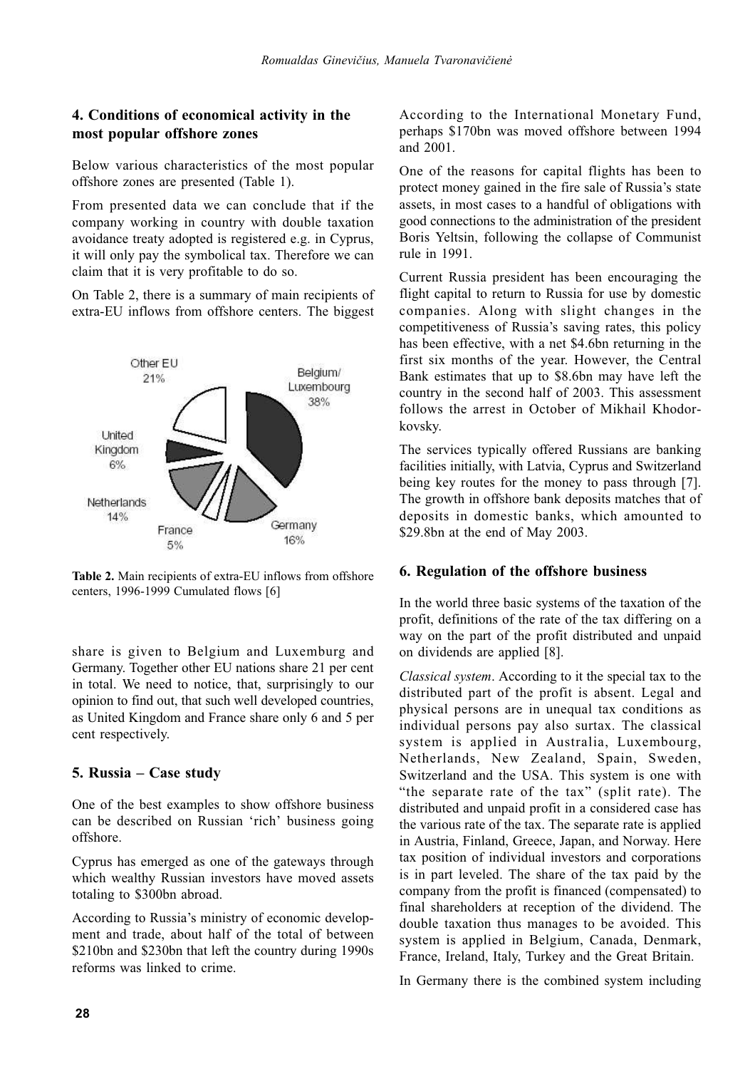## 4. Conditions of economical activity in the most popular offshore zones

Below various characteristics of the most popular offshore zones are presented (Table 1).

From presented data we can conclude that if the company working in country with double taxation avoidance treaty adopted is registered e.g. in Cyprus, it will only pay the symbolical tax. Therefore we can claim that it is very profitable to do so.

On Table 2, there is a summary of main recipients of extra-EU inflows from offshore centers. The biggest share is given to Belgium and Luxemburg and Germany. Together other EU nations share 21 per cent in total. We need to notice, that, surprisingly to our opinion to find out, that such well developed countries, as United Kingdom and France share only 6 and 5 per cent respectively.

**Table 2.** Main recipients of extra-EU inflows from offshore centers, 1996-1999 Cumulated flows [6]

## 5. Russia – Case study

One of the best examples to show offshore business can be described on Russian 'rich' business going offshore.

Cyprus has emerged as one of the gateways through which wealthy Russian investors have moved assets totaling to \$300bn abroad.

According to Russia's ministry of economic development and trade, about half of the total of between \$210bn and \$230bn that left the country during 1990s reforms was linked to crime.

According to the International Monetary Fund, perhaps \$170bn was moved offshore between 1994 and 2001.

One of the reasons for capital flights has been to protect money gained in the fire sale of Russia's state assets, in most cases to a handful of obligations with good connections to the administration of the president Boris Yeltsin, following the collapse of Communist rule in 1991.

Current Russia president has been encouraging the flight capital to return to Russia for use by domestic companies. Along with slight changes in the competitiveness of Russia's saving rates, this policy has been effective, with a net \$4.6bn returning in the first six months of the year. However, the Central Bank estimates that up to \$8.6bn may have left the country in the second half of 2003. This assessment follows the arrest in October of Mikhail Khodorkovsky.

The services typically offered Russians are banking facilities initially, with Latvia, Cyprus and Switzerland being key routes for the money to pass through [7]. The growth in offshore bank deposits matches that of deposits in domestic banks, which amounted to \$29.8bn at the end of May 2003.

## 6. Regulation of the offshore business

In the world three basic systems of the taxation of the profit, definitions of the rate of the tax differing on a way on the part of the profit distributed and unpaid on dividends are applied [8].

*Classical system*. According to it the special tax to the distributed part of the profit is absent. Legal and physical persons are in unequal tax conditions as individual persons pay also surtax. The classical system is applied in Australia, Luxembourg, Netherlands, New Zealand, Spain, Sweden, Switzerland and the USA. This system is one with "the separate rate of the tax" (split rate). The distributed and unpaid profit in a considered case has the various rate of the tax. The separate rate is applied in Austria, Finland, Greece, Japan, and Norway. Here tax position of individual investors and corporations is in part leveled. The share of the tax paid by the company from the profit is financed (compensated) to final shareholders at reception of the dividend. The double taxation thus manages to be avoided. This system is applied in Belgium, Canada, Denmark, France, Ireland, Italy, Turkey and the Great Britain.

In Germany there is the combined system including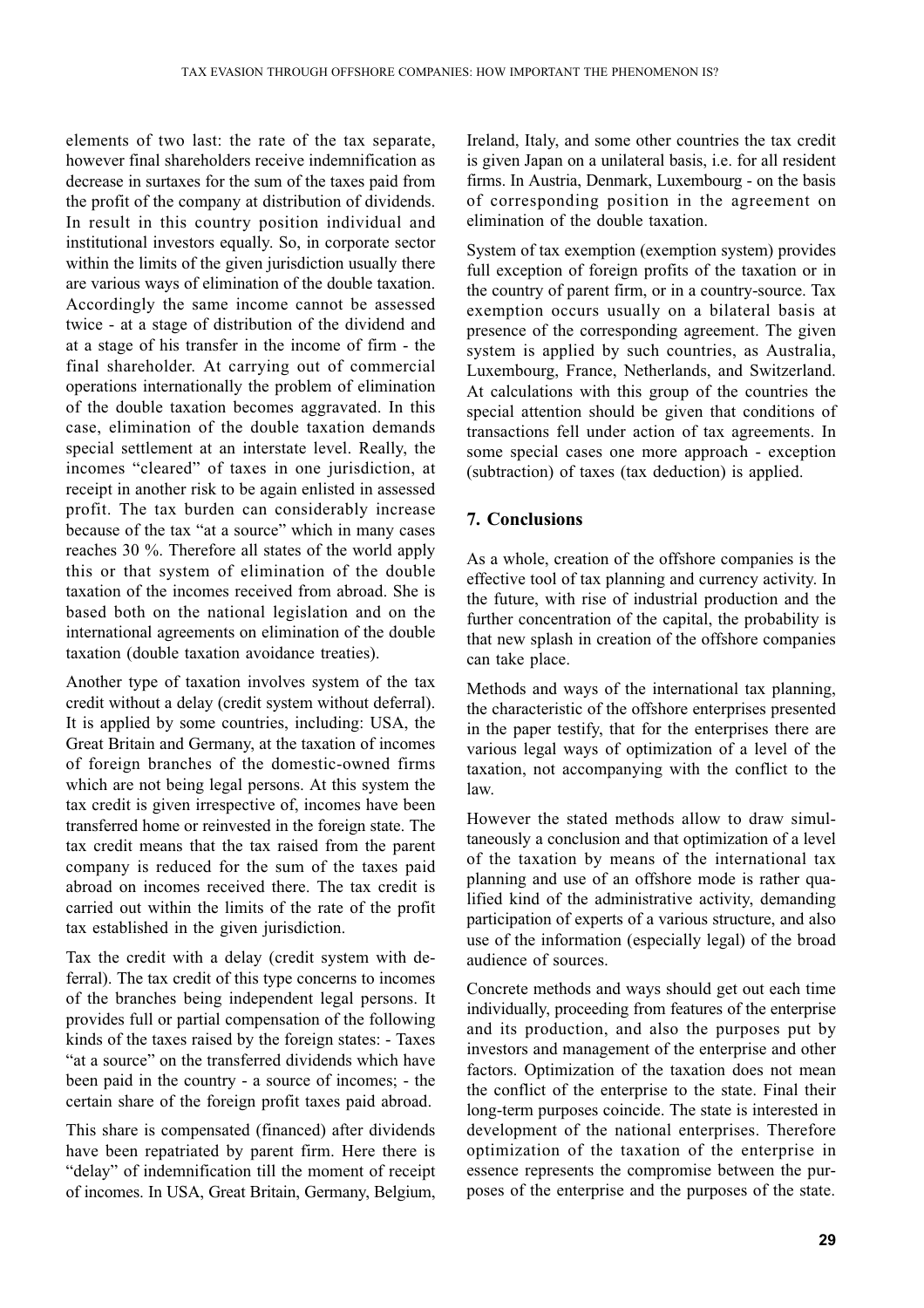elements of two last: the rate of the tax separate, however final shareholders receive indemnification as decrease in surtaxes for the sum of the taxes paid from the profit of the company at distribution of dividends. In result in this country position individual and institutional investors equally. So, in corporate sector within the limits of the given jurisdiction usually there are various ways of elimination of the double taxation. Accordingly the same income cannot be assessed twice - at a stage of distribution of the dividend and at a stage of his transfer in the income of firm - the final shareholder. At carrying out of commercial operations internationally the problem of elimination of the double taxation becomes aggravated. In this case, elimination of the double taxation demands special settlement at an interstate level. Really, the incomes "cleared" of taxes in one jurisdiction, at receipt in another risk to be again enlisted in assessed profit. The tax burden can considerably increase because of the tax "at a source" which in many cases reaches 30 %. Therefore all states of the world apply this or that system of elimination of the double taxation of the incomes received from abroad. She is based both on the national legislation and on the international agreements on elimination of the double taxation (double taxation avoidance treaties).

Another type of taxation involves system of the tax credit without a delay (credit system without deferral). It is applied by some countries, including: USA, the Great Britain and Germany, at the taxation of incomes of foreign branches of the domestic-owned firms which are not being legal persons. At this system the tax credit is given irrespective of, incomes have been transferred home or reinvested in the foreign state. The tax credit means that the tax raised from the parent company is reduced for the sum of the taxes paid abroad on incomes received there. The tax credit is carried out within the limits of the rate of the profit tax established in the given jurisdiction.

Tax the credit with a delay (credit system with deferral). The tax credit of this type concerns to incomes of the branches being independent legal persons. It provides full or partial compensation of the following kinds of the taxes raised by the foreign states: - Taxes "at a source" on the transferred dividends which have been paid in the country - a source of incomes; - the certain share of the foreign profit taxes paid abroad.

This share is compensated (financed) after dividends have been repatriated by parent firm. Here there is "delay" of indemnification till the moment of receipt of incomes. In USA, Great Britain, Germany, Belgium, Ireland, Italy, and some other countries the tax credit is given Japan on a unilateral basis, i.e. for all resident firms. In Austria, Denmark, Luxembourg - on the basis of corresponding position in the agreement on elimination of the double taxation.

System of tax exemption (exemption system) provides full exception of foreign profits of the taxation or in the country of parent firm, or in a country-source. Tax exemption occurs usually on a bilateral basis at presence of the corresponding agreement. The given system is applied by such countries, as Australia, Luxembourg, France, Netherlands, and Switzerland. At calculations with this group of the countries the special attention should be given that conditions of transactions fell under action of tax agreements. In some special cases one more approach - exception (subtraction) of taxes (tax deduction) is applied.

## 7. Conclusions

As a whole, creation of the offshore companies is the effective tool of tax planning and currency activity. In the future, with rise of industrial production and the further concentration of the capital, the probability is that new splash in creation of the offshore companies can take place.

Methods and ways of the international tax planning, the characteristic of the offshore enterprises presented in the paper testify, that for the enterprises there are various legal ways of optimization of a level of the taxation, not accompanying with the conflict to the law.

However the stated methods allow to draw simultaneously a conclusion and that optimization of a level of the taxation by means of the international tax planning and use of an offshore mode is rather qualified kind of the administrative activity, demanding participation of experts of a various structure, and also use of the information (especially legal) of the broad audience of sources.

Concrete methods and ways should get out each time individually, proceeding from features of the enterprise and its production, and also the purposes put by investors and management of the enterprise and other factors. Optimization of the taxation does not mean the conflict of the enterprise to the state. Final their long-term purposes coincide. The state is interested in development of the national enterprises. Therefore optimization of the taxation of the enterprise in essence represents the compromise between the purposes of the enterprise and the purposes of the state.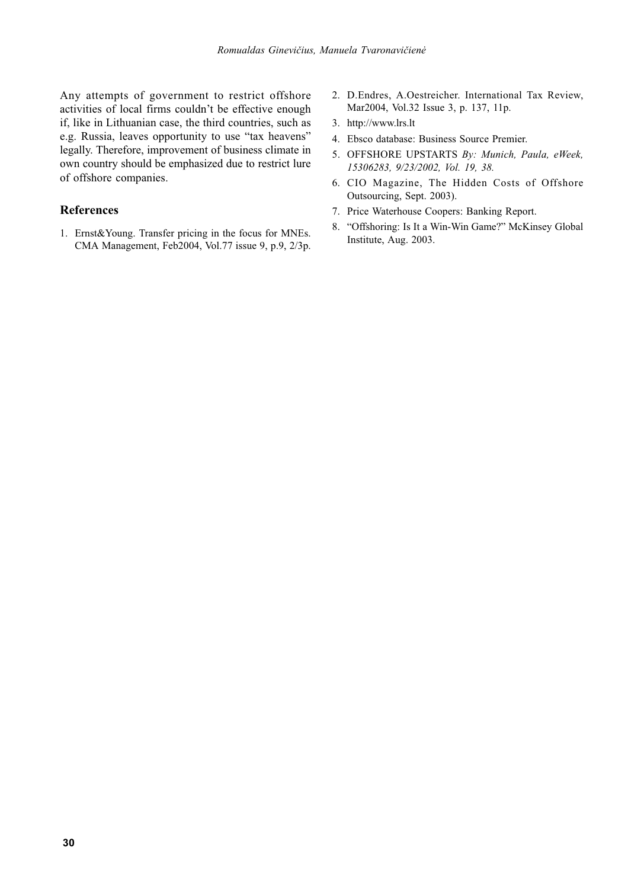Any attempts of government to restrict offshore activities of local firms couldn't be effective enough if, like in Lithuanian case, the third countries, such as e.g. Russia, leaves opportunity to use "tax heavens" legally. Therefore, improvement of business climate in own country should be emphasized due to restrict lure of offshore companies.

## References

1. Ernst&Young. Transfer pricing in the focus for MNEs. CMA Management, Feb2004, Vol.77 issue 9, p.9, 2/3p.
2. D.Endres, A.Oestreicher. International Tax Review, Mar2004, Vol.32 Issue 3, p. 137, 11p.
3. http://www.lrs.lt
4. Ebsco database: Business Source Premier.
5. OFFSHORE UPSTARTS *By: Munich, Paula, eWeek, 15306283, 9/23/2002, Vol. 19, 38.*
6. CIO Magazine, The Hidden Costs of Offshore Outsourcing, Sept. 2003).
7. Price Waterhouse Coopers: Banking Report.
8. "Offshoring: Is It a Win-Win Game?" McKinsey Global Institute, Aug. 2003.